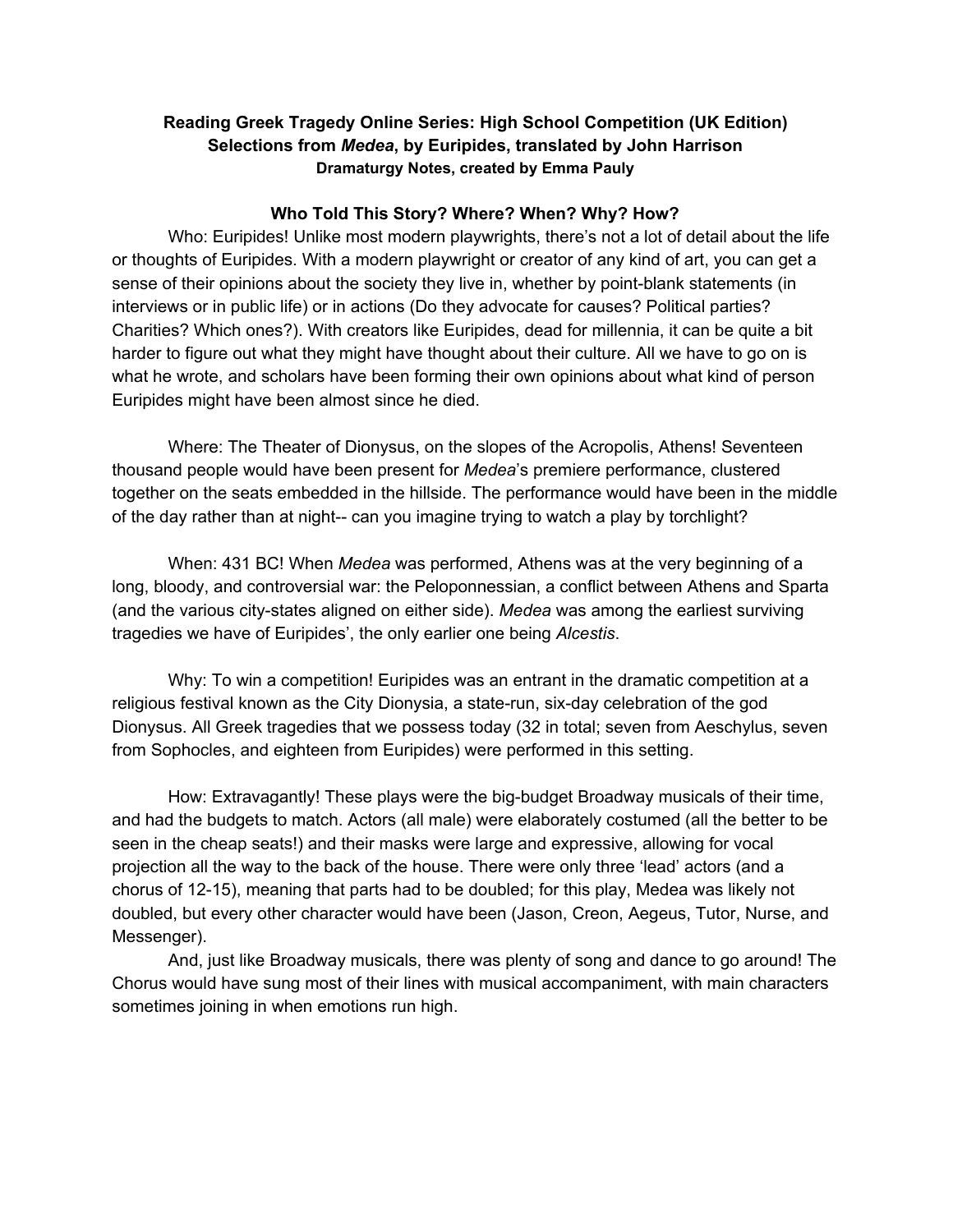**Reading Greek Tragedy Online Series: High School Competition (UK Edition)**
**Selections from *Medea*, by Euripides, translated by John Harrison**
**Dramaturgy Notes, created by Emma Pauly**

## Who Told This Story? Where? When? Why? How?

Who: Euripides! Unlike most modern playwrights, there's not a lot of detail about the life or thoughts of Euripides. With a modern playwright or creator of any kind of art, you can get a sense of their opinions about the society they live in, whether by point-blank statements (in interviews or in public life) or in actions (Do they advocate for causes? Political parties? Charities? Which ones?). With creators like Euripides, dead for millennia, it can be quite a bit harder to figure out what they might have thought about their culture. All we have to go on is what he wrote, and scholars have been forming their own opinions about what kind of person Euripides might have been almost since he died.

Where: The Theater of Dionysus, on the slopes of the Acropolis, Athens! Seventeen thousand people would have been present for *Medea*'s premiere performance, clustered together on the seats embedded in the hillside. The performance would have been in the middle of the day rather than at night-- can you imagine trying to watch a play by torchlight?

When: 431 BC! When *Medea* was performed, Athens was at the very beginning of a long, bloody, and controversial war: the Peloponnessian, a conflict between Athens and Sparta (and the various city-states aligned on either side). *Medea* was among the earliest surviving tragedies we have of Euripides', the only earlier one being *Alcestis*.

Why: To win a competition! Euripides was an entrant in the dramatic competition at a religious festival known as the City Dionysia, a state-run, six-day celebration of the god Dionysus. All Greek tragedies that we possess today (32 in total; seven from Aeschylus, seven from Sophocles, and eighteen from Euripides) were performed in this setting.

How: Extravagantly! These plays were the big-budget Broadway musicals of their time, and had the budgets to match. Actors (all male) were elaborately costumed (all the better to be seen in the cheap seats!) and their masks were large and expressive, allowing for vocal projection all the way to the back of the house. There were only three 'lead' actors (and a chorus of 12-15), meaning that parts had to be doubled; for this play, Medea was likely not doubled, but every other character would have been (Jason, Creon, Aegeus, Tutor, Nurse, and Messenger).

And, just like Broadway musicals, there was plenty of song and dance to go around! The Chorus would have sung most of their lines with musical accompaniment, with main characters sometimes joining in when emotions run high.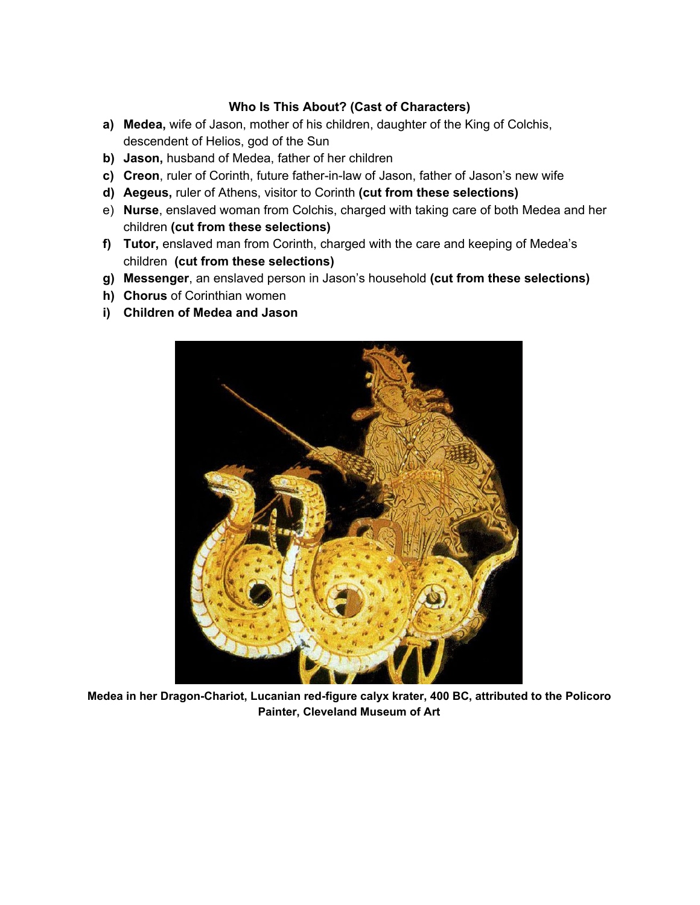### Who Is This About? (Cast of Characters)

a) **Medea,** wife of Jason, mother of his children, daughter of the King of Colchis, descendent of Helios, god of the Sun
b) **Jason,** husband of Medea, father of her children
c) **Creon**, ruler of Corinth, future father-in-law of Jason, father of Jason's new wife
d) **Aegeus,** ruler of Athens, visitor to Corinth **(cut from these selections)**
e) **Nurse**, enslaved woman from Colchis, charged with taking care of both Medea and her children **(cut from these selections)**
f) **Tutor,** enslaved man from Corinth, charged with the care and keeping of Medea's children **(cut from these selections)**
g) **Messenger**, an enslaved person in Jason's household **(cut from these selections)**
h) **Chorus** of Corinthian women
i) **Children of Medea and Jason**

**Medea in her Dragon-Chariot, Lucanian red-figure calyx krater, 400 BC, attributed to the Policoro Painter, Cleveland Museum of Art**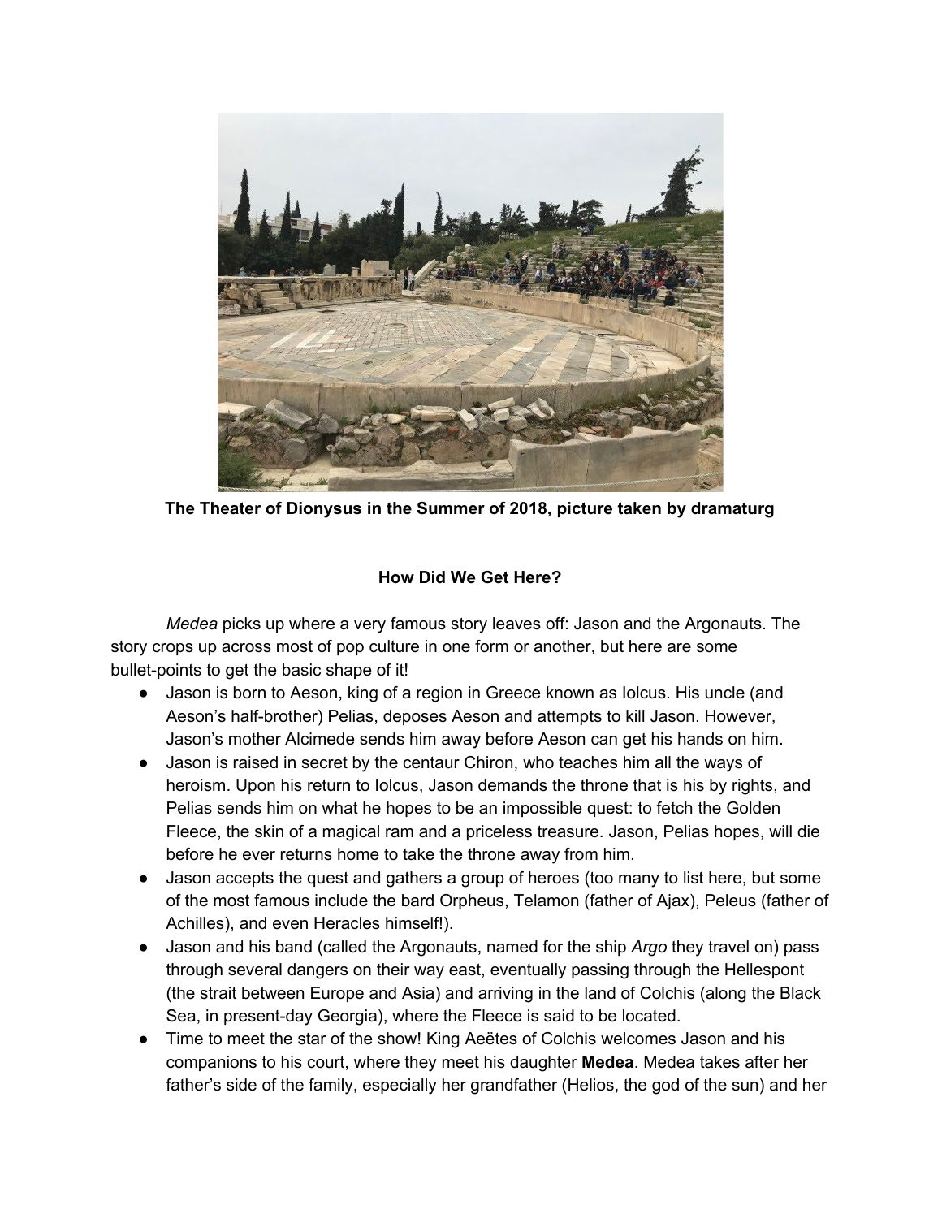**The Theater of Dionysus in the Summer of 2018, picture taken by dramaturg**

## How Did We Get Here?

*Medea* picks up where a very famous story leaves off: Jason and the Argonauts. The story crops up across most of pop culture in one form or another, but here are some bullet-points to get the basic shape of it!

- Jason is born to Aeson, king of a region in Greece known as Iolcus. His uncle (and Aeson's half-brother) Pelias, deposes Aeson and attempts to kill Jason. However, Jason's mother Alcimede sends him away before Aeson can get his hands on him.
- Jason is raised in secret by the centaur Chiron, who teaches him all the ways of heroism. Upon his return to Iolcus, Jason demands the throne that is his by rights, and Pelias sends him on what he hopes to be an impossible quest: to fetch the Golden Fleece, the skin of a magical ram and a priceless treasure. Jason, Pelias hopes, will die before he ever returns home to take the throne away from him.
- Jason accepts the quest and gathers a group of heroes (too many to list here, but some of the most famous include the bard Orpheus, Telamon (father of Ajax), Peleus (father of Achilles), and even Heracles himself!).
- Jason and his band (called the Argonauts, named for the ship *Argo* they travel on) pass through several dangers on their way east, eventually passing through the Hellespont (the strait between Europe and Asia) and arriving in the land of Colchis (along the Black Sea, in present-day Georgia), where the Fleece is said to be located.
- Time to meet the star of the show! King Aeëtes of Colchis welcomes Jason and his companions to his court, where they meet his daughter **Medea**. Medea takes after her father's side of the family, especially her grandfather (Helios, the god of the sun) and her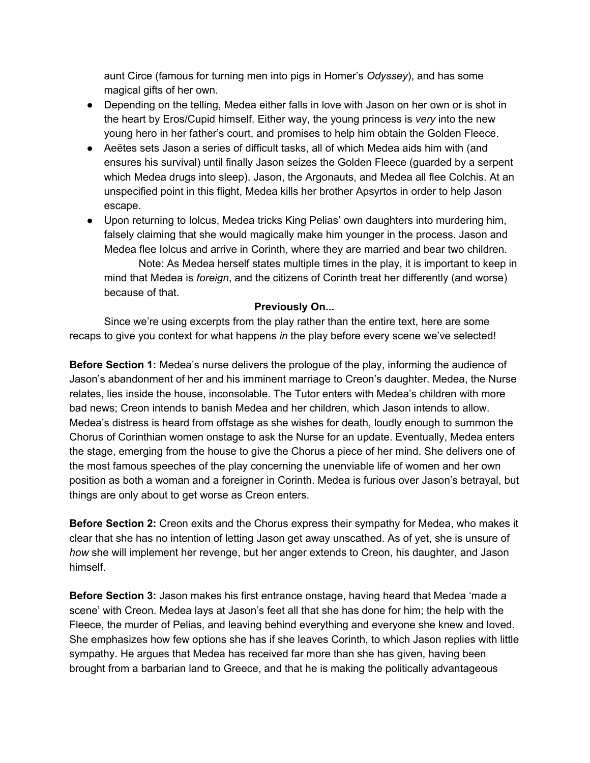aunt Circe (famous for turning men into pigs in Homer's *Odyssey*), and has some magical gifts of her own.

- Depending on the telling, Medea either falls in love with Jason on her own or is shot in the heart by Eros/Cupid himself. Either way, the young princess is *very* into the new young hero in her father's court, and promises to help him obtain the Golden Fleece.
- Aeëtes sets Jason a series of difficult tasks, all of which Medea aids him with (and ensures his survival) until finally Jason seizes the Golden Fleece (guarded by a serpent which Medea drugs into sleep). Jason, the Argonauts, and Medea all flee Colchis. At an unspecified point in this flight, Medea kills her brother Apsyrtos in order to help Jason escape.
- Upon returning to Iolcus, Medea tricks King Pelias' own daughters into murdering him, falsely claiming that she would magically make him younger in the process. Jason and Medea flee Iolcus and arrive in Corinth, where they are married and bear two children.

  Note: As Medea herself states multiple times in the play, it is important to keep in mind that Medea is *foreign*, and the citizens of Corinth treat her differently (and worse) because of that.

**Previously On...**

Since we're using excerpts from the play rather than the entire text, here are some recaps to give you context for what happens *in* the play before every scene we've selected!

**Before Section 1:** Medea's nurse delivers the prologue of the play, informing the audience of Jason's abandonment of her and his imminent marriage to Creon's daughter. Medea, the Nurse relates, lies inside the house, inconsolable. The Tutor enters with Medea's children with more bad news; Creon intends to banish Medea and her children, which Jason intends to allow. Medea's distress is heard from offstage as she wishes for death, loudly enough to summon the Chorus of Corinthian women onstage to ask the Nurse for an update. Eventually, Medea enters the stage, emerging from the house to give the Chorus a piece of her mind. She delivers one of the most famous speeches of the play concerning the unenviable life of women and her own position as both a woman and a foreigner in Corinth. Medea is furious over Jason's betrayal, but things are only about to get worse as Creon enters.

**Before Section 2:** Creon exits and the Chorus express their sympathy for Medea, who makes it clear that she has no intention of letting Jason get away unscathed. As of yet, she is unsure of *how* she will implement her revenge, but her anger extends to Creon, his daughter, and Jason himself.

**Before Section 3:** Jason makes his first entrance onstage, having heard that Medea 'made a scene' with Creon. Medea lays at Jason's feet all that she has done for him; the help with the Fleece, the murder of Pelias, and leaving behind everything and everyone she knew and loved. She emphasizes how few options she has if she leaves Corinth, to which Jason replies with little sympathy. He argues that Medea has received far more than she has given, having been brought from a barbarian land to Greece, and that he is making the politically advantageous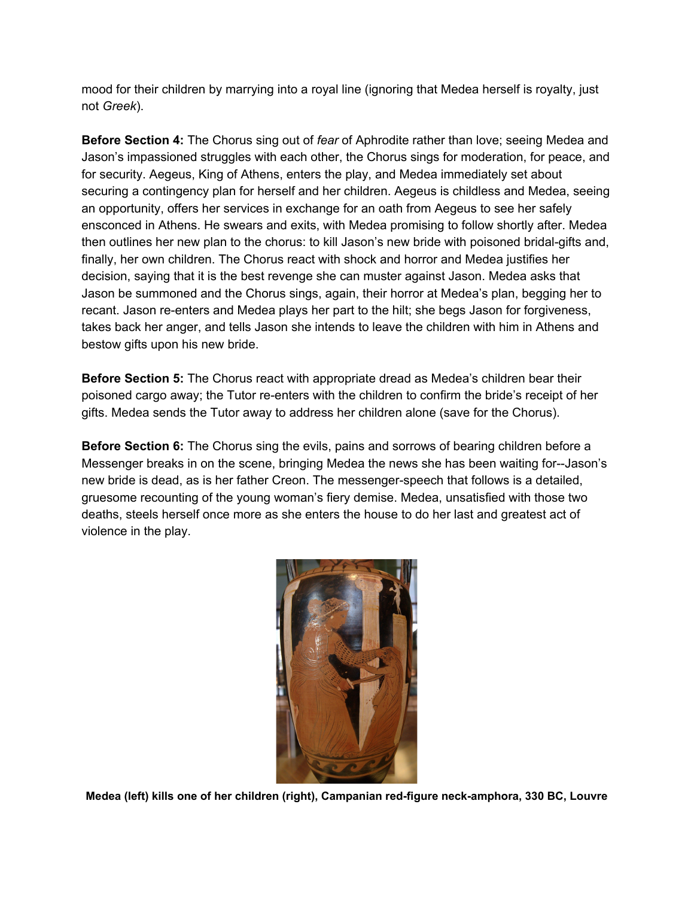mood for their children by marrying into a royal line (ignoring that Medea herself is royalty, just not *Greek*).

**Before Section 4:** The Chorus sing out of *fear* of Aphrodite rather than love; seeing Medea and Jason's impassioned struggles with each other, the Chorus sings for moderation, for peace, and for security. Aegeus, King of Athens, enters the play, and Medea immediately set about securing a contingency plan for herself and her children. Aegeus is childless and Medea, seeing an opportunity, offers her services in exchange for an oath from Aegeus to see her safely ensconced in Athens. He swears and exits, with Medea promising to follow shortly after. Medea then outlines her new plan to the chorus: to kill Jason's new bride with poisoned bridal-gifts and, finally, her own children. The Chorus react with shock and horror and Medea justifies her decision, saying that it is the best revenge she can muster against Jason. Medea asks that Jason be summoned and the Chorus sings, again, their horror at Medea's plan, begging her to recant. Jason re-enters and Medea plays her part to the hilt; she begs Jason for forgiveness, takes back her anger, and tells Jason she intends to leave the children with him in Athens and bestow gifts upon his new bride.

**Before Section 5:** The Chorus react with appropriate dread as Medea's children bear their poisoned cargo away; the Tutor re-enters with the children to confirm the bride's receipt of her gifts. Medea sends the Tutor away to address her children alone (save for the Chorus).

**Before Section 6:** The Chorus sing the evils, pains and sorrows of bearing children before a Messenger breaks in on the scene, bringing Medea the news she has been waiting for--Jason's new bride is dead, as is her father Creon. The messenger-speech that follows is a detailed, gruesome recounting of the young woman's fiery demise. Medea, unsatisfied with those two deaths, steels herself once more as she enters the house to do her last and greatest act of violence in the play.

**Medea (left) kills one of her children (right), Campanian red-figure neck-amphora, 330 BC, Louvre**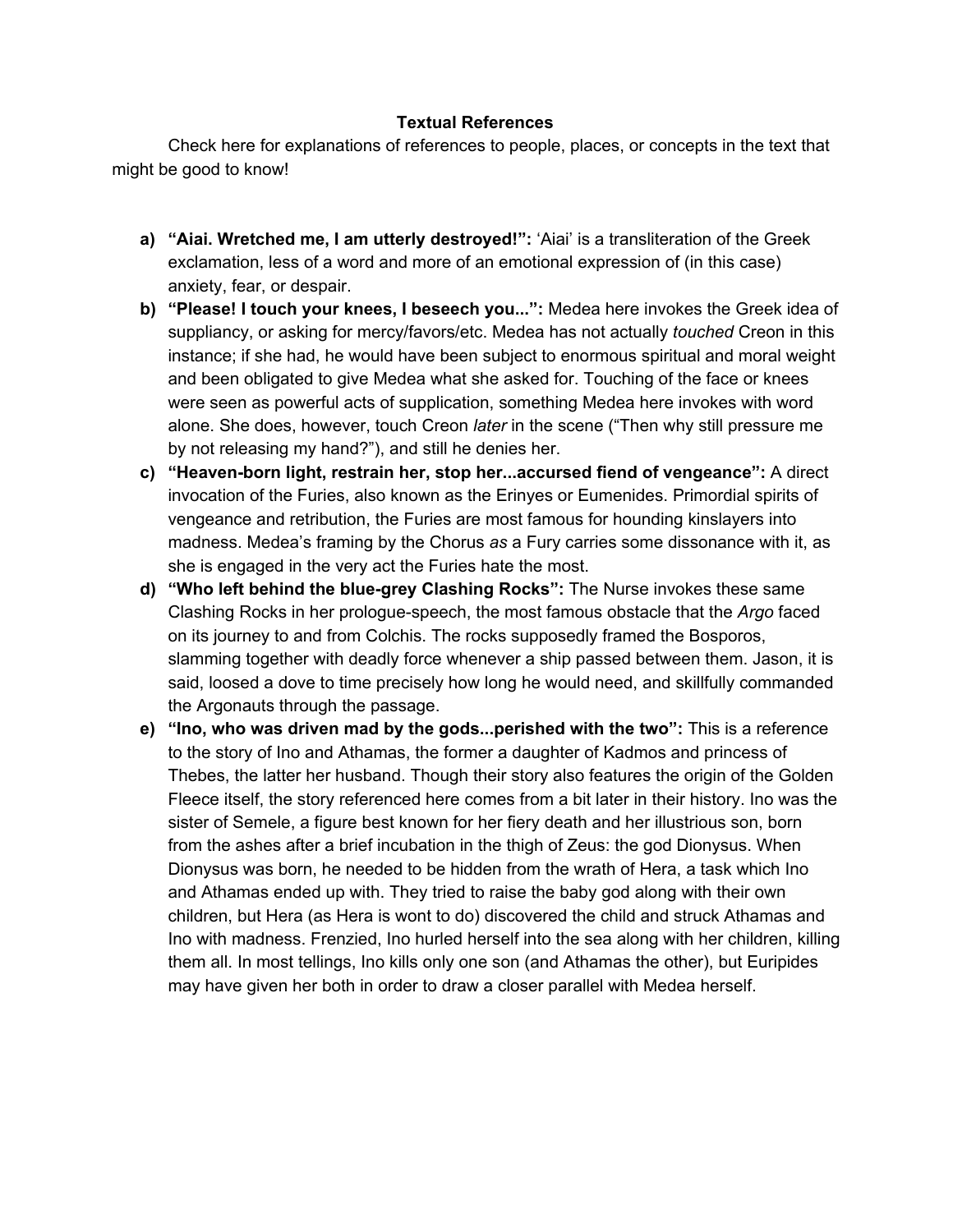## Textual References

Check here for explanations of references to people, places, or concepts in the text that might be good to know!

a) **"Aiai. Wretched me, I am utterly destroyed!":** 'Aiai' is a transliteration of the Greek exclamation, less of a word and more of an emotional expression of (in this case) anxiety, fear, or despair.

b) **"Please! I touch your knees, I beseech you...":** Medea here invokes the Greek idea of suppliancy, or asking for mercy/favors/etc. Medea has not actually *touched* Creon in this instance; if she had, he would have been subject to enormous spiritual and moral weight and been obligated to give Medea what she asked for. Touching of the face or knees were seen as powerful acts of supplication, something Medea here invokes with word alone. She does, however, touch Creon *later* in the scene ("Then why still pressure me by not releasing my hand?"), and still he denies her.

c) **"Heaven-born light, restrain her, stop her...accursed fiend of vengeance":** A direct invocation of the Furies, also known as the Erinyes or Eumenides. Primordial spirits of vengeance and retribution, the Furies are most famous for hounding kinslayers into madness. Medea's framing by the Chorus *as* a Fury carries some dissonance with it, as she is engaged in the very act the Furies hate the most.

d) **"Who left behind the blue-grey Clashing Rocks":** The Nurse invokes these same Clashing Rocks in her prologue-speech, the most famous obstacle that the *Argo* faced on its journey to and from Colchis. The rocks supposedly framed the Bosporos, slamming together with deadly force whenever a ship passed between them. Jason, it is said, loosed a dove to time precisely how long he would need, and skillfully commanded the Argonauts through the passage.

e) **"Ino, who was driven mad by the gods...perished with the two":** This is a reference to the story of Ino and Athamas, the former a daughter of Kadmos and princess of Thebes, the latter her husband. Though their story also features the origin of the Golden Fleece itself, the story referenced here comes from a bit later in their history. Ino was the sister of Semele, a figure best known for her fiery death and her illustrious son, born from the ashes after a brief incubation in the thigh of Zeus: the god Dionysus. When Dionysus was born, he needed to be hidden from the wrath of Hera, a task which Ino and Athamas ended up with. They tried to raise the baby god along with their own children, but Hera (as Hera is wont to do) discovered the child and struck Athamas and Ino with madness. Frenzied, Ino hurled herself into the sea along with her children, killing them all. In most tellings, Ino kills only one son (and Athamas the other), but Euripides may have given her both in order to draw a closer parallel with Medea herself.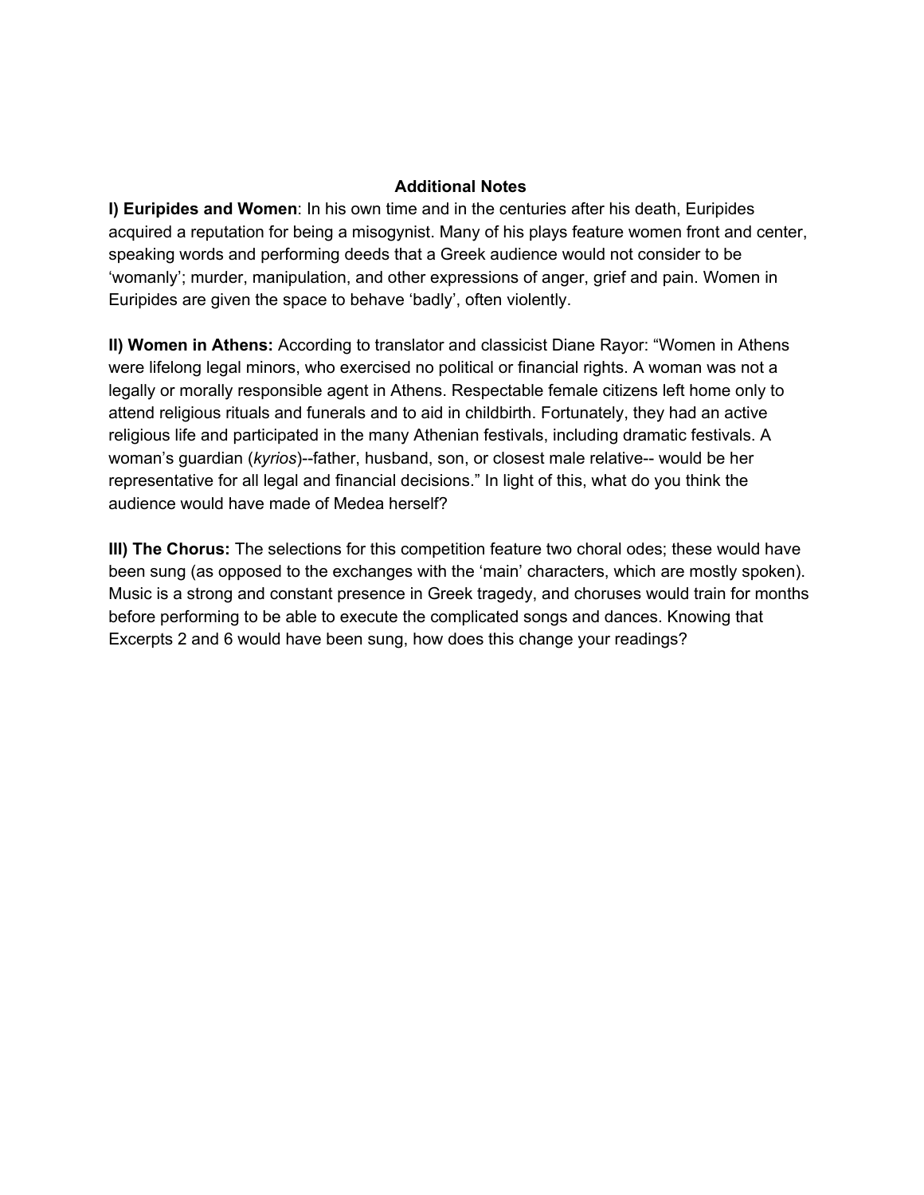## Additional Notes

**I) Euripides and Women**: In his own time and in the centuries after his death, Euripides acquired a reputation for being a misogynist. Many of his plays feature women front and center, speaking words and performing deeds that a Greek audience would not consider to be 'womanly'; murder, manipulation, and other expressions of anger, grief and pain. Women in Euripides are given the space to behave 'badly', often violently.

**II) Women in Athens:** According to translator and classicist Diane Rayor: "Women in Athens were lifelong legal minors, who exercised no political or financial rights. A woman was not a legally or morally responsible agent in Athens. Respectable female citizens left home only to attend religious rituals and funerals and to aid in childbirth. Fortunately, they had an active religious life and participated in the many Athenian festivals, including dramatic festivals. A woman's guardian (*kyrios*)--father, husband, son, or closest male relative-- would be her representative for all legal and financial decisions." In light of this, what do you think the audience would have made of Medea herself?

**III) The Chorus:** The selections for this competition feature two choral odes; these would have been sung (as opposed to the exchanges with the 'main' characters, which are mostly spoken). Music is a strong and constant presence in Greek tragedy, and choruses would train for months before performing to be able to execute the complicated songs and dances. Knowing that Excerpts 2 and 6 would have been sung, how does this change your readings?